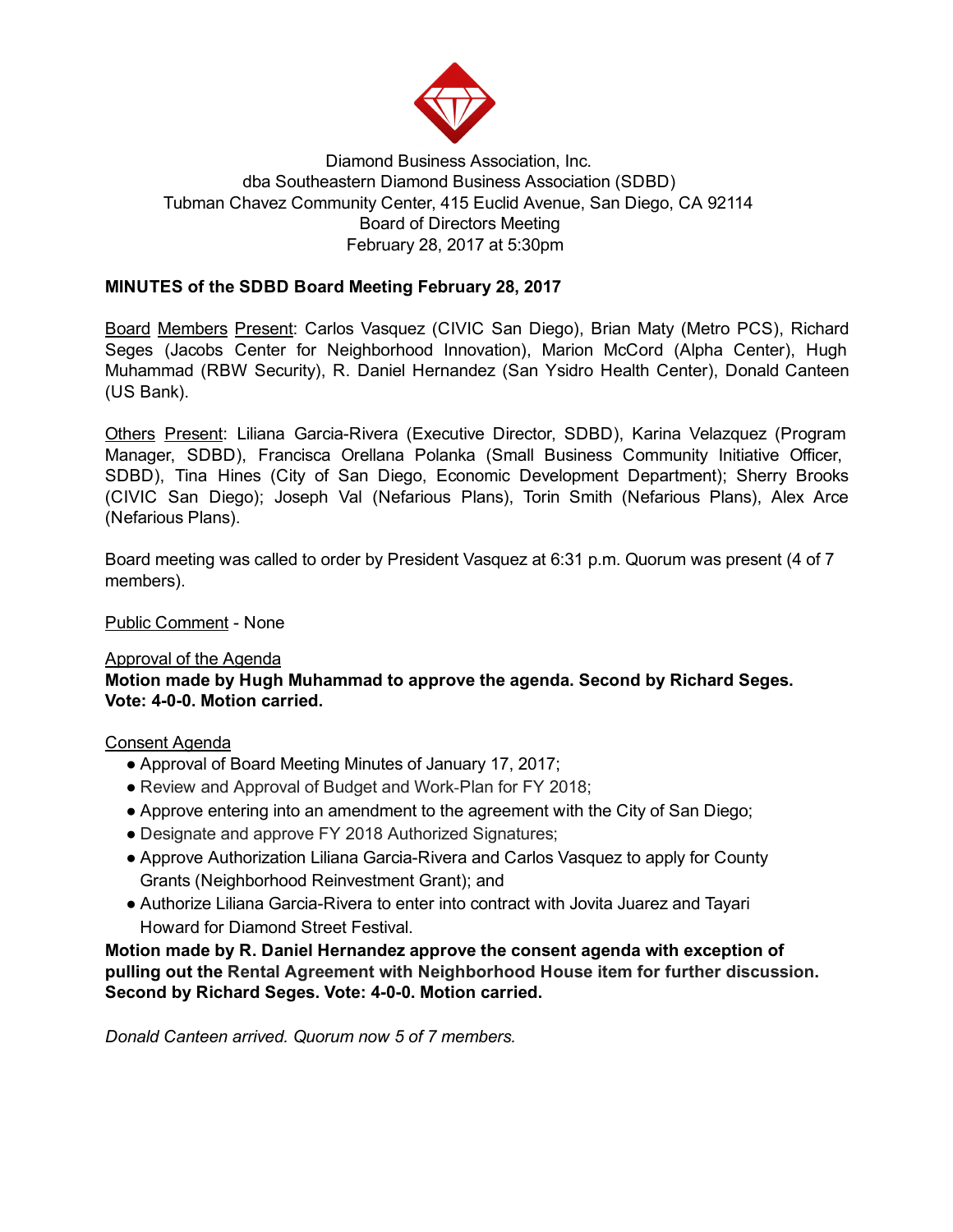Diamond Business Association, Inc.
dba Southeastern Diamond Business Association (SDBD)
Tubman Chavez Community Center, 415 Euclid Avenue, San Diego, CA 92114
Board of Directors Meeting
February 28, 2017 at 5:30pm

**MINUTES of the SDBD Board Meeting February 28, 2017**

Board Members Present: Carlos Vasquez (CIVIC San Diego), Brian Maty (Metro PCS), Richard Seges (Jacobs Center for Neighborhood Innovation), Marion McCord (Alpha Center), Hugh Muhammad (RBW Security), R. Daniel Hernandez (San Ysidro Health Center), Donald Canteen (US Bank).

Others Present: Liliana Garcia-Rivera (Executive Director, SDBD), Karina Velazquez (Program Manager, SDBD), Francisca Orellana Polanka (Small Business Community Initiative Officer, SDBD), Tina Hines (City of San Diego, Economic Development Department); Sherry Brooks (CIVIC San Diego); Joseph Val (Nefarious Plans), Torin Smith (Nefarious Plans), Alex Arce (Nefarious Plans).

Board meeting was called to order by President Vasquez at 6:31 p.m. Quorum was present (4 of 7 members).

Public Comment - None

Approval of the Agenda

**Motion made by Hugh Muhammad to approve the agenda. Second by Richard Seges. Vote: 4-0-0. Motion carried.**

Consent Agenda

- Approval of Board Meeting Minutes of January 17, 2017;
- Review and Approval of Budget and Work-Plan for FY 2018;
- Approve entering into an amendment to the agreement with the City of San Diego;
- Designate and approve FY 2018 Authorized Signatures;
- Approve Authorization Liliana Garcia-Rivera and Carlos Vasquez to apply for County Grants (Neighborhood Reinvestment Grant); and
- Authorize Liliana Garcia-Rivera to enter into contract with Jovita Juarez and Tayari Howard for Diamond Street Festival.

**Motion made by R. Daniel Hernandez approve the consent agenda with exception of pulling out the Rental Agreement with Neighborhood House item for further discussion. Second by Richard Seges. Vote: 4-0-0. Motion carried.**

*Donald Canteen arrived. Quorum now 5 of 7 members.*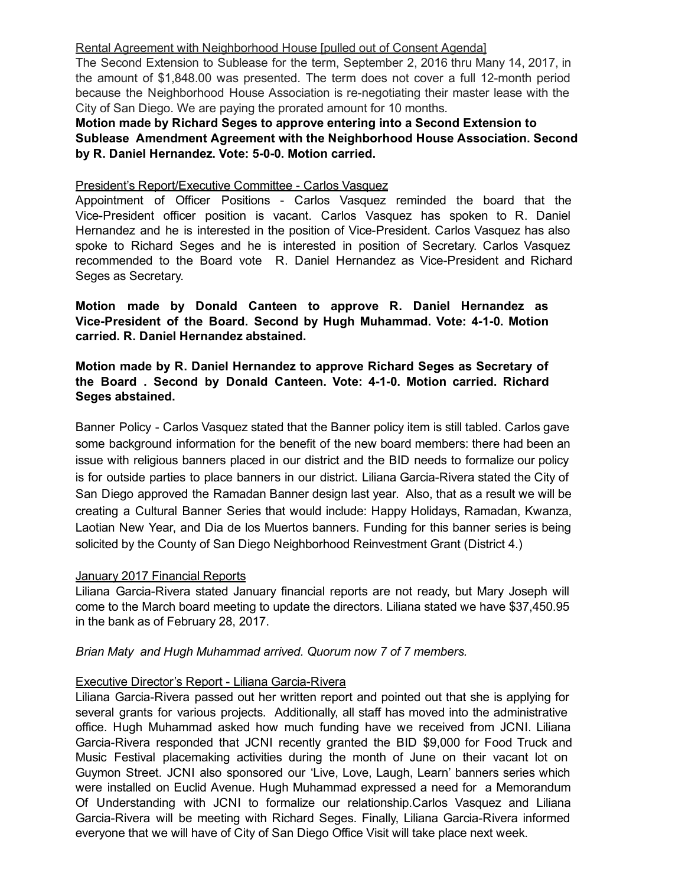Rental Agreement with Neighborhood House [pulled out of Consent Agenda]

The Second Extension to Sublease for the term, September 2, 2016 thru Many 14, 2017, in the amount of $1,848.00 was presented. The term does not cover a full 12-month period because the Neighborhood House Association is re-negotiating their master lease with the City of San Diego. We are paying the prorated amount for 10 months.

**Motion made by Richard Seges to approve entering into a Second Extension to Sublease Amendment Agreement with the Neighborhood House Association. Second by R. Daniel Hernandez. Vote: 5-0-0. Motion carried.**

President's Report/Executive Committee - Carlos Vasquez

Appointment of Officer Positions - Carlos Vasquez reminded the board that the Vice-President officer position is vacant. Carlos Vasquez has spoken to R. Daniel Hernandez and he is interested in the position of Vice-President. Carlos Vasquez has also spoke to Richard Seges and he is interested in position of Secretary. Carlos Vasquez recommended to the Board vote R. Daniel Hernandez as Vice-President and Richard Seges as Secretary.

**Motion made by Donald Canteen to approve R. Daniel Hernandez as Vice-President of the Board. Second by Hugh Muhammad. Vote: 4-1-0. Motion carried. R. Daniel Hernandez abstained.**

**Motion made by R. Daniel Hernandez to approve Richard Seges as Secretary of the Board . Second by Donald Canteen. Vote: 4-1-0. Motion carried. Richard Seges abstained.**

Banner Policy - Carlos Vasquez stated that the Banner policy item is still tabled. Carlos gave some background information for the benefit of the new board members: there had been an issue with religious banners placed in our district and the BID needs to formalize our policy is for outside parties to place banners in our district. Liliana Garcia-Rivera stated the City of San Diego approved the Ramadan Banner design last year. Also, that as a result we will be creating a Cultural Banner Series that would include: Happy Holidays, Ramadan, Kwanza, Laotian New Year, and Dia de los Muertos banners. Funding for this banner series is being solicited by the County of San Diego Neighborhood Reinvestment Grant (District 4.)

January 2017 Financial Reports

Liliana Garcia-Rivera stated January financial reports are not ready, but Mary Joseph will come to the March board meeting to update the directors. Liliana stated we have $37,450.95 in the bank as of February 28, 2017.

*Brian Maty and Hugh Muhammad arrived. Quorum now 7 of 7 members.*

Executive Director's Report - Liliana Garcia-Rivera

Liliana Garcia-Rivera passed out her written report and pointed out that she is applying for several grants for various projects. Additionally, all staff has moved into the administrative office. Hugh Muhammad asked how much funding have we received from JCNI. Liliana Garcia-Rivera responded that JCNI recently granted the BID $9,000 for Food Truck and Music Festival placemaking activities during the month of June on their vacant lot on Guymon Street. JCNI also sponsored our 'Live, Love, Laugh, Learn' banners series which were installed on Euclid Avenue. Hugh Muhammad expressed a need for a Memorandum Of Understanding with JCNI to formalize our relationship.Carlos Vasquez and Liliana Garcia-Rivera will be meeting with Richard Seges. Finally, Liliana Garcia-Rivera informed everyone that we will have of City of San Diego Office Visit will take place next week.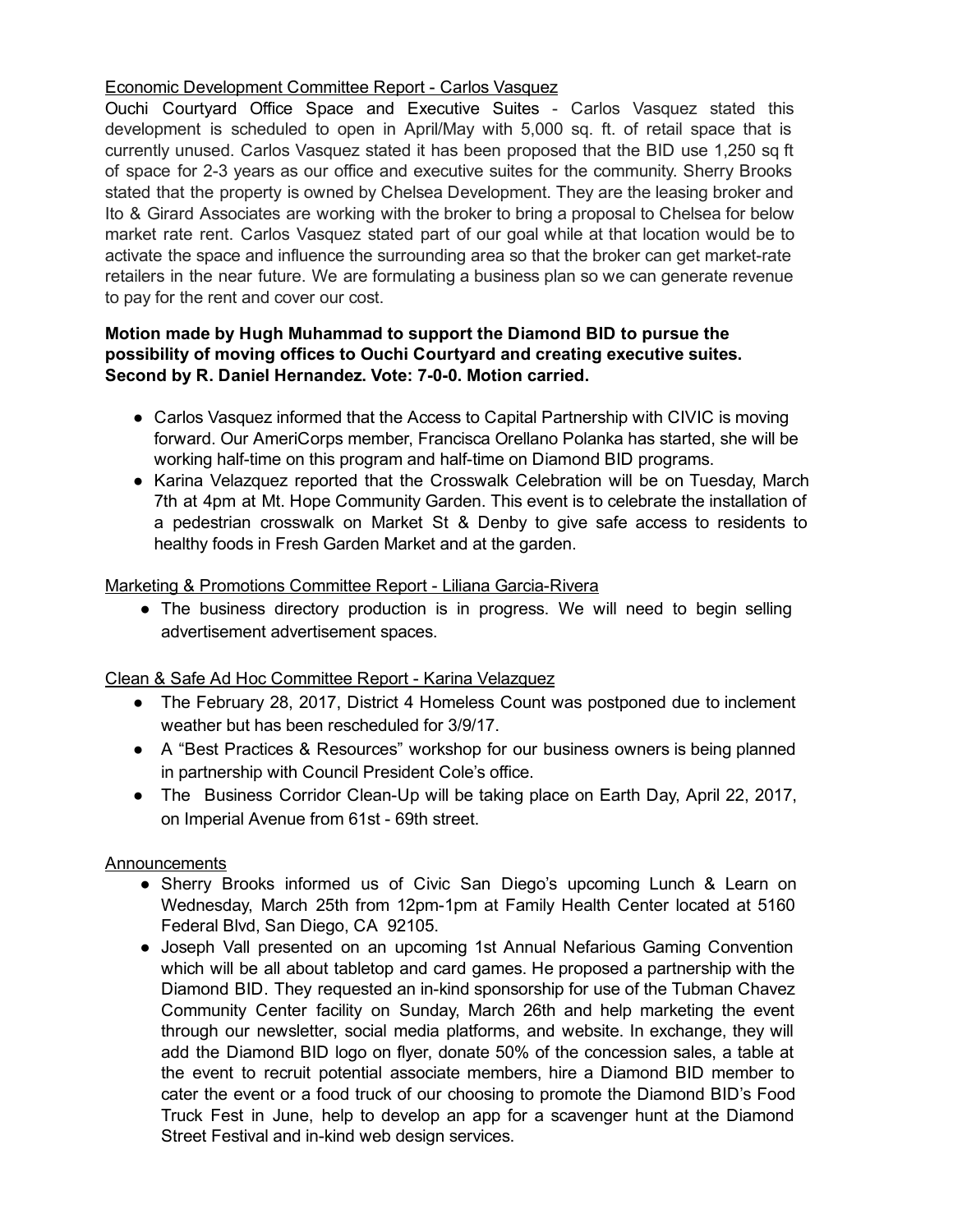Economic Development Committee Report - Carlos Vasquez

Ouchi Courtyard Office Space and Executive Suites - Carlos Vasquez stated this development is scheduled to open in April/May with 5,000 sq. ft. of retail space that is currently unused. Carlos Vasquez stated it has been proposed that the BID use 1,250 sq ft of space for 2-3 years as our office and executive suites for the community. Sherry Brooks stated that the property is owned by Chelsea Development. They are the leasing broker and Ito & Girard Associates are working with the broker to bring a proposal to Chelsea for below market rate rent. Carlos Vasquez stated part of our goal while at that location would be to activate the space and influence the surrounding area so that the broker can get market-rate retailers in the near future. We are formulating a business plan so we can generate revenue to pay for the rent and cover our cost.

**Motion made by Hugh Muhammad to support the Diamond BID to pursue the possibility of moving offices to Ouchi Courtyard and creating executive suites. Second by R. Daniel Hernandez. Vote: 7-0-0. Motion carried.**

- Carlos Vasquez informed that the Access to Capital Partnership with CIVIC is moving forward. Our AmeriCorps member, Francisca Orellano Polanka has started, she will be working half-time on this program and half-time on Diamond BID programs.
- Karina Velazquez reported that the Crosswalk Celebration will be on Tuesday, March 7th at 4pm at Mt. Hope Community Garden. This event is to celebrate the installation of a pedestrian crosswalk on Market St & Denby to give safe access to residents to healthy foods in Fresh Garden Market and at the garden.

Marketing & Promotions Committee Report - Liliana Garcia-Rivera

- The business directory production is in progress. We will need to begin selling advertisement advertisement spaces.

Clean & Safe Ad Hoc Committee Report - Karina Velazquez

- The February 28, 2017, District 4 Homeless Count was postponed due to inclement weather but has been rescheduled for 3/9/17.
- A "Best Practices & Resources" workshop for our business owners is being planned in partnership with Council President Cole's office.
- The Business Corridor Clean-Up will be taking place on Earth Day, April 22, 2017, on Imperial Avenue from 61st - 69th street.

Announcements

- Sherry Brooks informed us of Civic San Diego's upcoming Lunch & Learn on Wednesday, March 25th from 12pm-1pm at Family Health Center located at 5160 Federal Blvd, San Diego, CA 92105.
- Joseph Vall presented on an upcoming 1st Annual Nefarious Gaming Convention which will be all about tabletop and card games. He proposed a partnership with the Diamond BID. They requested an in-kind sponsorship for use of the Tubman Chavez Community Center facility on Sunday, March 26th and help marketing the event through our newsletter, social media platforms, and website. In exchange, they will add the Diamond BID logo on flyer, donate 50% of the concession sales, a table at the event to recruit potential associate members, hire a Diamond BID member to cater the event or a food truck of our choosing to promote the Diamond BID's Food Truck Fest in June, help to develop an app for a scavenger hunt at the Diamond Street Festival and in-kind web design services.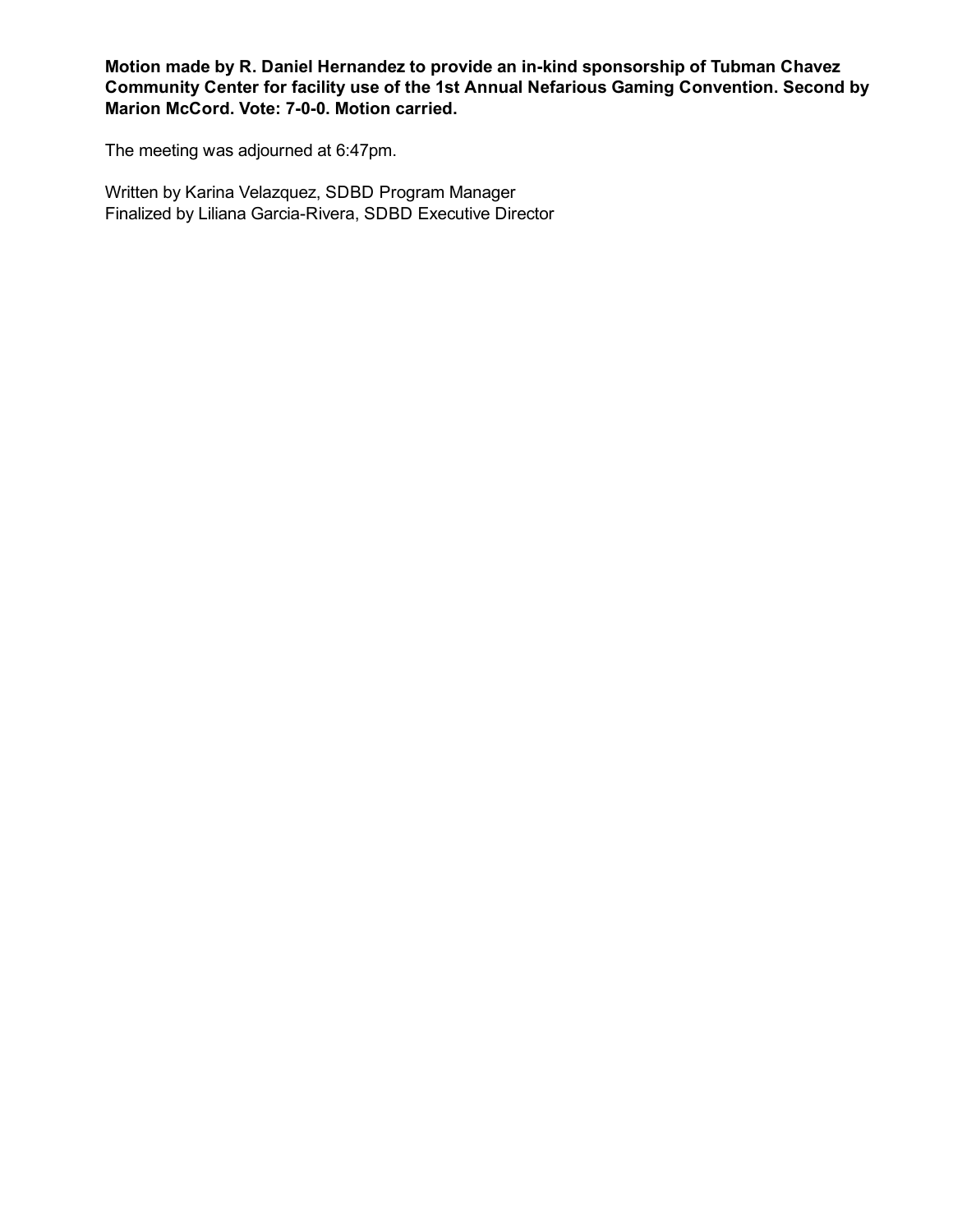**Motion made by R. Daniel Hernandez to provide an in-kind sponsorship of Tubman Chavez Community Center for facility use of the 1st Annual Nefarious Gaming Convention. Second by Marion McCord. Vote: 7-0-0. Motion carried.**

The meeting was adjourned at 6:47pm.

Written by Karina Velazquez, SDBD Program Manager
Finalized by Liliana Garcia-Rivera, SDBD Executive Director